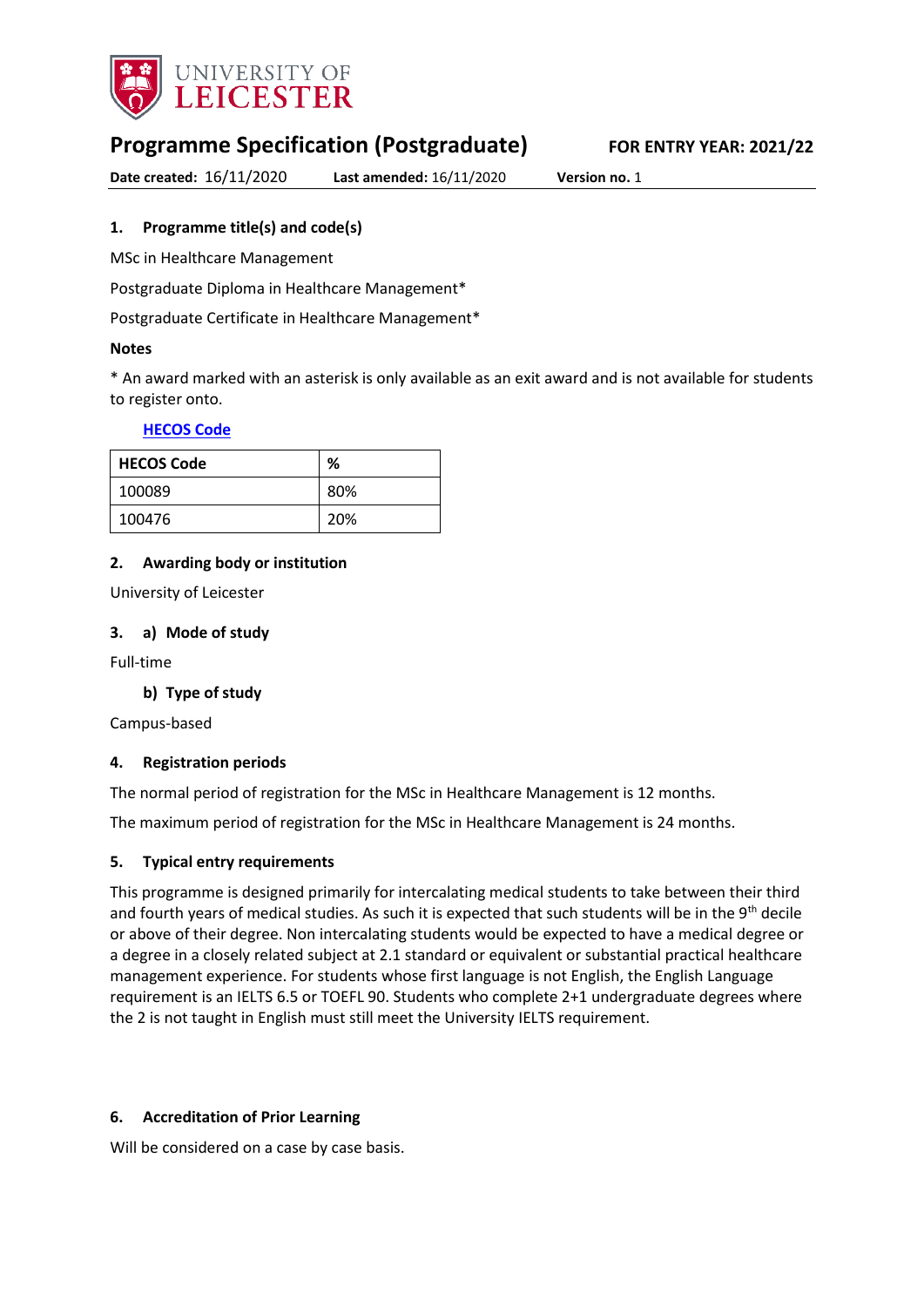# Programme Specification (Postgraduate)

**FOR ENTRY YEAR: 2021/22**

**Date created:** 16/11/2020 **Last amended:** 16/11/2020 **Version no.** 1

### 1. Programme title(s) and code(s)

MSc in Healthcare Management

Postgraduate Diploma in Healthcare Management*

Postgraduate Certificate in Healthcare Management*

**Notes**

* An award marked with an asterisk is only available as an exit award and is not available for students to register onto.

**HECOS Code**

| HECOS Code | % |
|---|---|
| 100089 | 80% |
| 100476 | 20% |

### 2. Awarding body or institution

University of Leicester

### 3. a) Mode of study

Full-time

#### b) Type of study

Campus-based

### 4. Registration periods

The normal period of registration for the MSc in Healthcare Management is 12 months.

The maximum period of registration for the MSc in Healthcare Management is 24 months.

### 5. Typical entry requirements

This programme is designed primarily for intercalating medical students to take between their third and fourth years of medical studies. As such it is expected that such students will be in the 9th decile or above of their degree. Non intercalating students would be expected to have a medical degree or a degree in a closely related subject at 2.1 standard or equivalent or substantial practical healthcare management experience. For students whose first language is not English, the English Language requirement is an IELTS 6.5 or TOEFL 90. Students who complete 2+1 undergraduate degrees where the 2 is not taught in English must still meet the University IELTS requirement.

### 6. Accreditation of Prior Learning

Will be considered on a case by case basis.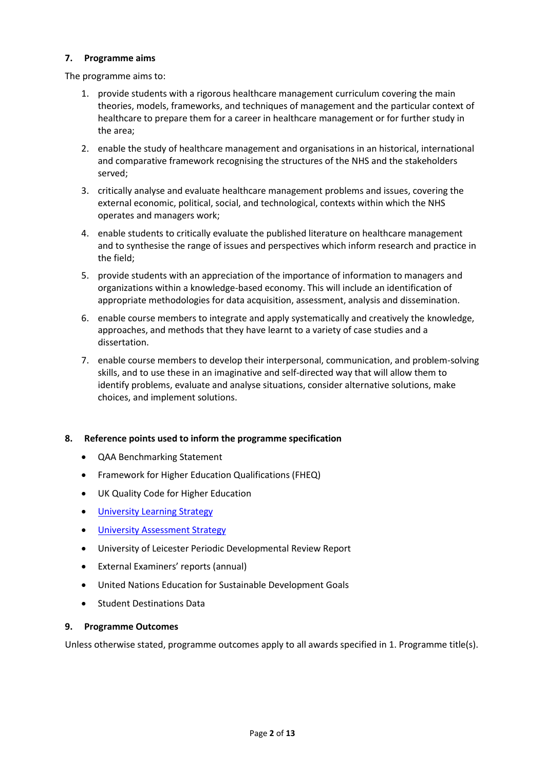## 7. Programme aims

The programme aims to:

1. provide students with a rigorous healthcare management curriculum covering the main theories, models, frameworks, and techniques of management and the particular context of healthcare to prepare them for a career in healthcare management or for further study in the area;
2. enable the study of healthcare management and organisations in an historical, international and comparative framework recognising the structures of the NHS and the stakeholders served;
3. critically analyse and evaluate healthcare management problems and issues, covering the external economic, political, social, and technological, contexts within which the NHS operates and managers work;
4. enable students to critically evaluate the published literature on healthcare management and to synthesise the range of issues and perspectives which inform research and practice in the field;
5. provide students with an appreciation of the importance of information to managers and organizations within a knowledge-based economy. This will include an identification of appropriate methodologies for data acquisition, assessment, analysis and dissemination.
6. enable course members to integrate and apply systematically and creatively the knowledge, approaches, and methods that they have learnt to a variety of case studies and a dissertation.
7. enable course members to develop their interpersonal, communication, and problem-solving skills, and to use these in an imaginative and self-directed way that will allow them to identify problems, evaluate and analyse situations, consider alternative solutions, make choices, and implement solutions.

## 8. Reference points used to inform the programme specification

- QAA Benchmarking Statement
- Framework for Higher Education Qualifications (FHEQ)
- UK Quality Code for Higher Education
- University Learning Strategy
- University Assessment Strategy
- University of Leicester Periodic Developmental Review Report
- External Examiners' reports (annual)
- United Nations Education for Sustainable Development Goals
- Student Destinations Data

## 9. Programme Outcomes

Unless otherwise stated, programme outcomes apply to all awards specified in 1. Programme title(s).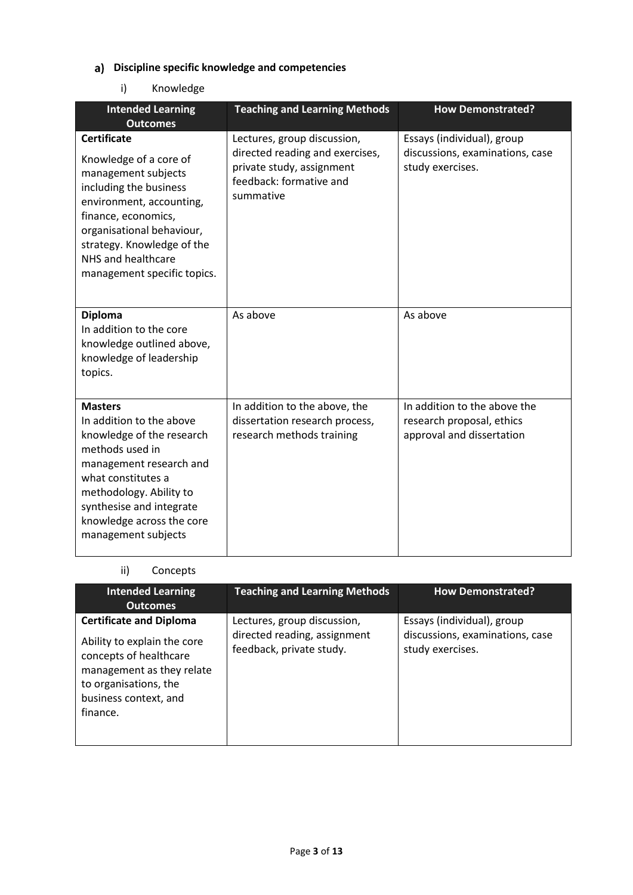### a) Discipline specific knowledge and competencies

i) Knowledge

| Intended Learning Outcomes | Teaching and Learning Methods | How Demonstrated? |
| --- | --- | --- |
| **Certificate**<br>Knowledge of a core of management subjects including the business environment, accounting, finance, economics, organisational behaviour, strategy. Knowledge of the NHS and healthcare management specific topics. | Lectures, group discussion, directed reading and exercises, private study, assignment feedback: formative and summative | Essays (individual), group discussions, examinations, case study exercises. |
| **Diploma**<br>In addition to the core knowledge outlined above, knowledge of leadership topics. | As above | As above |
| **Masters**<br>In addition to the above knowledge of the research methods used in management research and what constitutes a methodology. Ability to synthesise and integrate knowledge across the core management subjects | In addition to the above, the dissertation research process, research methods training | In addition to the above the research proposal, ethics approval and dissertation |

ii) Concepts

| Intended Learning Outcomes | Teaching and Learning Methods | How Demonstrated? |
| --- | --- | --- |
| **Certificate and Diploma**<br>Ability to explain the core concepts of healthcare management as they relate to organisations, the business context, and finance. | Lectures, group discussion, directed reading, assignment feedback, private study. | Essays (individual), group discussions, examinations, case study exercises. |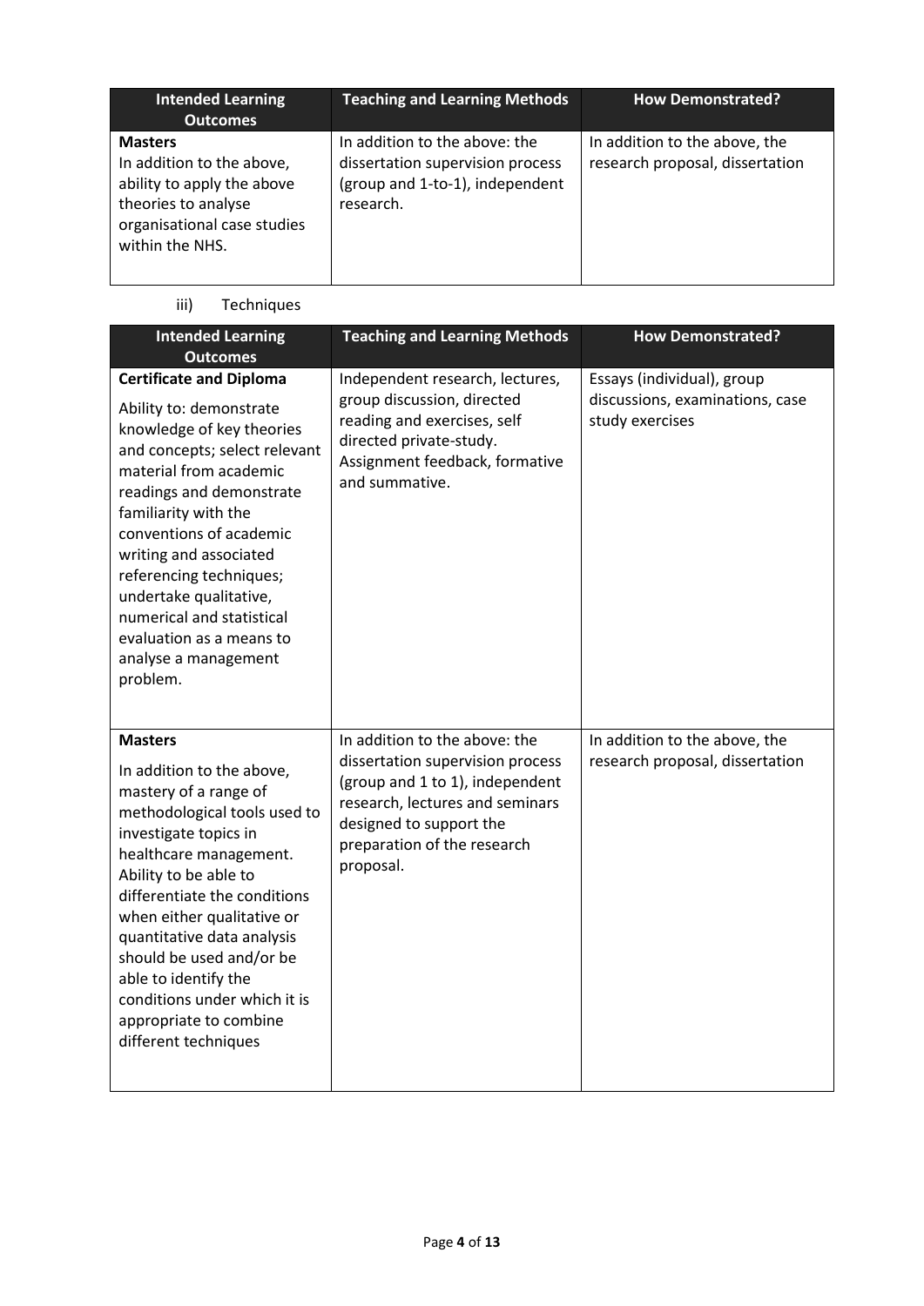| Intended Learning Outcomes | Teaching and Learning Methods | How Demonstrated? |
|---|---|---|
| **Masters**<br>In addition to the above, ability to apply the above theories to analyse organisational case studies within the NHS. | In addition to the above: the dissertation supervision process (group and 1-to-1), independent research. | In addition to the above, the research proposal, dissertation |

iii) Techniques

| Intended Learning Outcomes | Teaching and Learning Methods | How Demonstrated? |
|---|---|---|
| **Certificate and Diploma**<br>Ability to: demonstrate knowledge of key theories and concepts; select relevant material from academic readings and demonstrate familiarity with the conventions of academic writing and associated referencing techniques; undertake qualitative, numerical and statistical evaluation as a means to analyse a management problem. | Independent research, lectures, group discussion, directed reading and exercises, self directed private-study. Assignment feedback, formative and summative. | Essays (individual), group discussions, examinations, case study exercises |
| **Masters**<br>In addition to the above, mastery of a range of methodological tools used to investigate topics in healthcare management. Ability to be able to differentiate the conditions when either qualitative or quantitative data analysis should be used and/or be able to identify the conditions under which it is appropriate to combine different techniques | In addition to the above: the dissertation supervision process (group and 1 to 1), independent research, lectures and seminars designed to support the preparation of the research proposal. | In addition to the above, the research proposal, dissertation |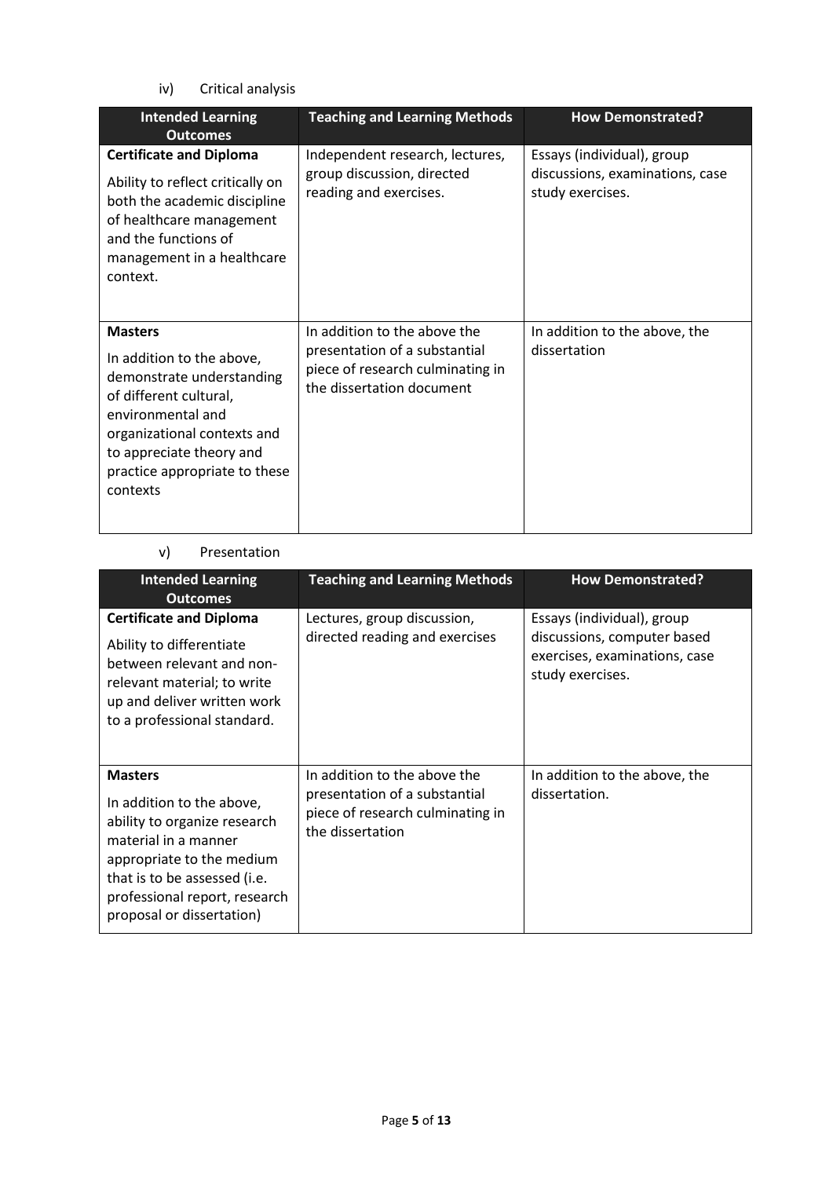iv) Critical analysis

| Intended Learning Outcomes | Teaching and Learning Methods | How Demonstrated? |
|---|---|---|
| **Certificate and Diploma**<br>Ability to reflect critically on both the academic discipline of healthcare management and the functions of management in a healthcare context. | Independent research, lectures, group discussion, directed reading and exercises. | Essays (individual), group discussions, examinations, case study exercises. |
| **Masters**<br>In addition to the above, demonstrate understanding of different cultural, environmental and organizational contexts and to appreciate theory and practice appropriate to these contexts | In addition to the above the presentation of a substantial piece of research culminating in the dissertation document | In addition to the above, the dissertation |

v) Presentation

| Intended Learning Outcomes | Teaching and Learning Methods | How Demonstrated? |
|---|---|---|
| **Certificate and Diploma**<br>Ability to differentiate between relevant and non-relevant material; to write up and deliver written work to a professional standard. | Lectures, group discussion, directed reading and exercises | Essays (individual), group discussions, computer based exercises, examinations, case study exercises. |
| **Masters**<br>In addition to the above, ability to organize research material in a manner appropriate to the medium that is to be assessed (i.e. professional report, research proposal or dissertation) | In addition to the above the presentation of a substantial piece of research culminating in the dissertation | In addition to the above, the dissertation. |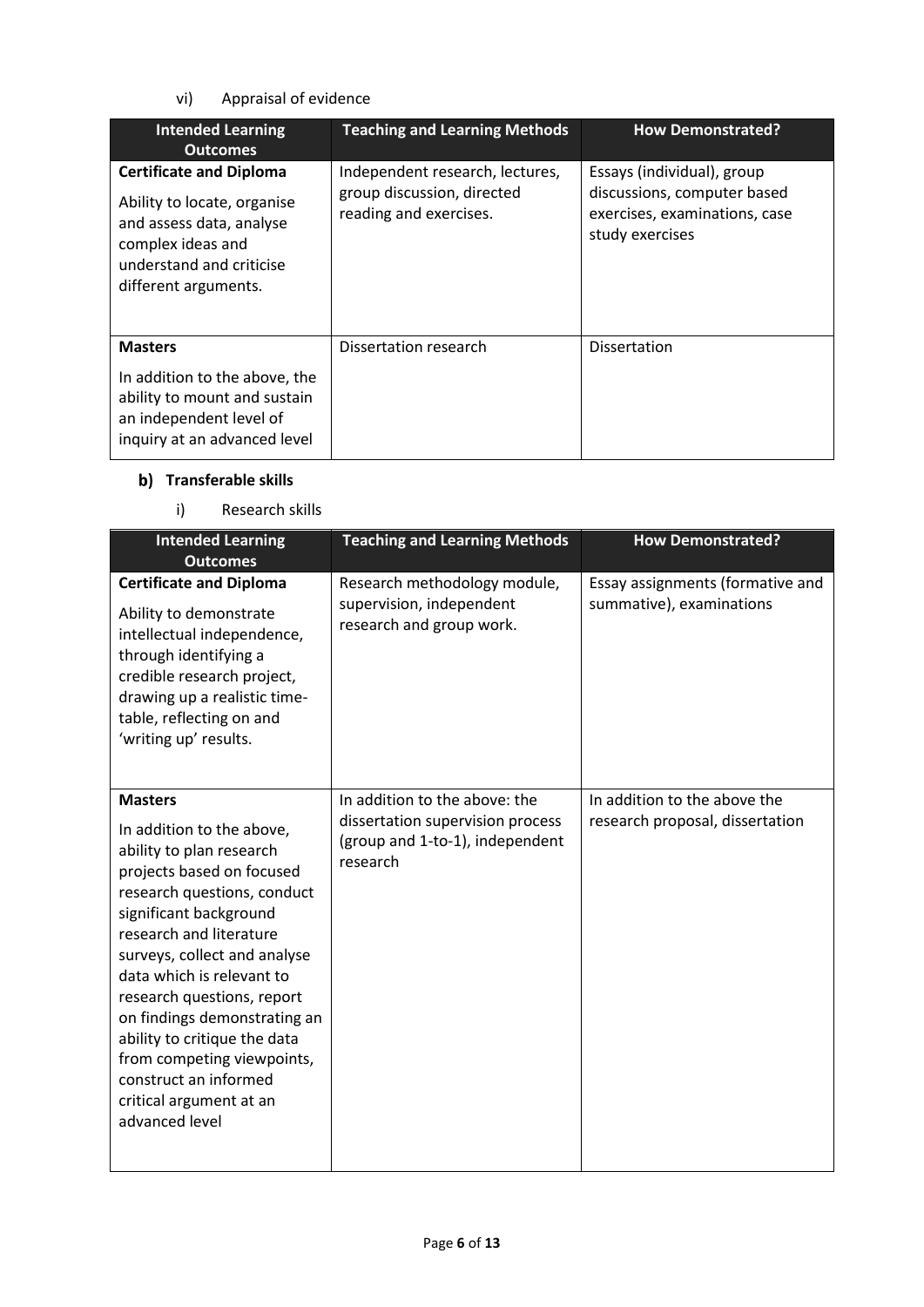vi) Appraisal of evidence

| Intended Learning Outcomes | Teaching and Learning Methods | How Demonstrated? |
|---|---|---|
| **Certificate and Diploma**<br>Ability to locate, organise and assess data, analyse complex ideas and understand and criticise different arguments. | Independent research, lectures, group discussion, directed reading and exercises. | Essays (individual), group discussions, computer based exercises, examinations, case study exercises |
| **Masters**<br>In addition to the above, the ability to mount and sustain an independent level of inquiry at an advanced level | Dissertation research | Dissertation |

### b) Transferable skills

i) Research skills

| Intended Learning Outcomes | Teaching and Learning Methods | How Demonstrated? |
|---|---|---|
| **Certificate and Diploma**<br>Ability to demonstrate intellectual independence, through identifying a credible research project, drawing up a realistic time-table, reflecting on and 'writing up' results. | Research methodology module, supervision, independent research and group work. | Essay assignments (formative and summative), examinations |
| **Masters**<br>In addition to the above, ability to plan research projects based on focused research questions, conduct significant background research and literature surveys, collect and analyse data which is relevant to research questions, report on findings demonstrating an ability to critique the data from competing viewpoints, construct an informed critical argument at an advanced level | In addition to the above: the dissertation supervision process (group and 1-to-1), independent research | In addition to the above the research proposal, dissertation |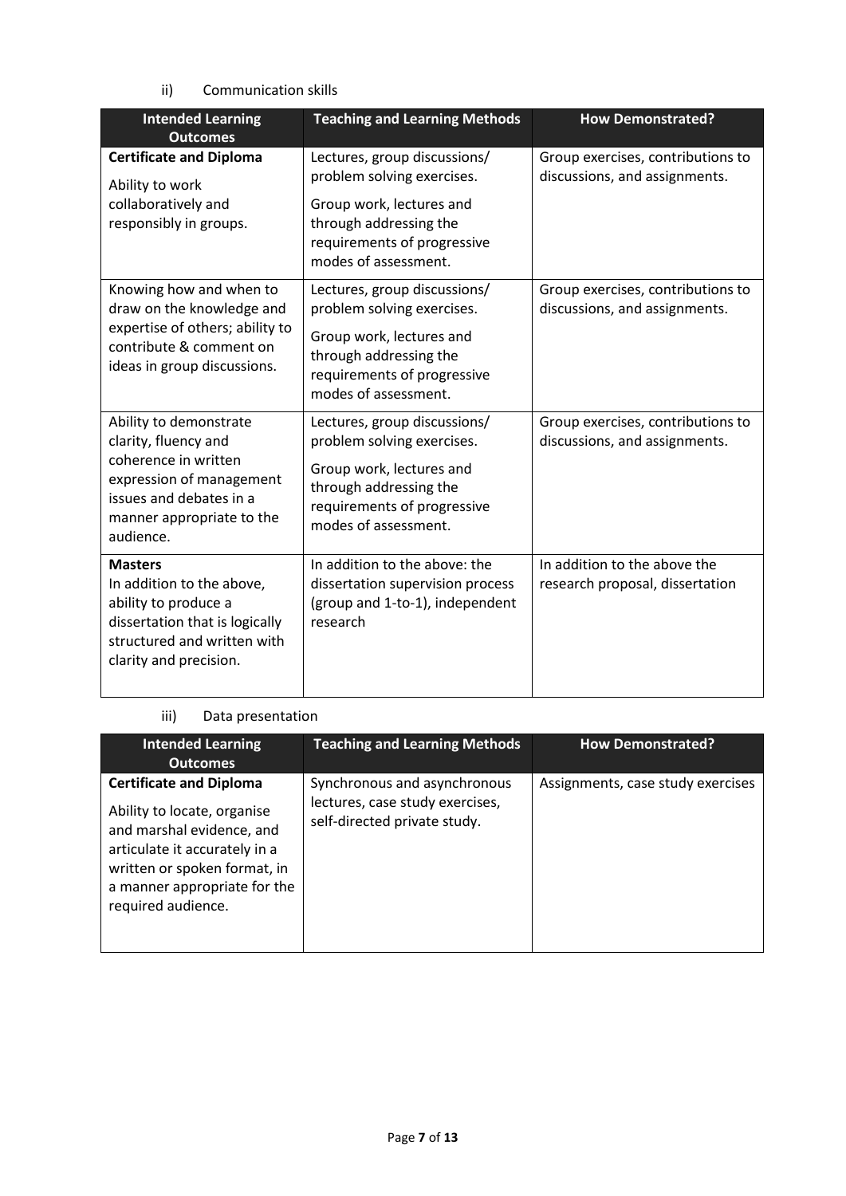ii) Communication skills

| Intended Learning Outcomes | Teaching and Learning Methods | How Demonstrated? |
|---|---|---|
| **Certificate and Diploma**<br><br>Ability to work collaboratively and responsibly in groups. | Lectures, group discussions/ problem solving exercises.<br><br>Group work, lectures and through addressing the requirements of progressive modes of assessment. | Group exercises, contributions to discussions, and assignments. |
| Knowing how and when to draw on the knowledge and expertise of others; ability to contribute & comment on ideas in group discussions. | Lectures, group discussions/ problem solving exercises.<br><br>Group work, lectures and through addressing the requirements of progressive modes of assessment. | Group exercises, contributions to discussions, and assignments. |
| Ability to demonstrate clarity, fluency and coherence in written expression of management issues and debates in a manner appropriate to the audience. | Lectures, group discussions/ problem solving exercises.<br><br>Group work, lectures and through addressing the requirements of progressive modes of assessment. | Group exercises, contributions to discussions, and assignments. |
| **Masters**<br>In addition to the above, ability to produce a dissertation that is logically structured and written with clarity and precision. | In addition to the above: the dissertation supervision process (group and 1-to-1), independent research | In addition to the above the research proposal, dissertation |

iii) Data presentation

| Intended Learning Outcomes | Teaching and Learning Methods | How Demonstrated? |
|---|---|---|
| **Certificate and Diploma**<br><br>Ability to locate, organise and marshal evidence, and articulate it accurately in a written or spoken format, in a manner appropriate for the required audience. | Synchronous and asynchronous lectures, case study exercises, self-directed private study. | Assignments, case study exercises |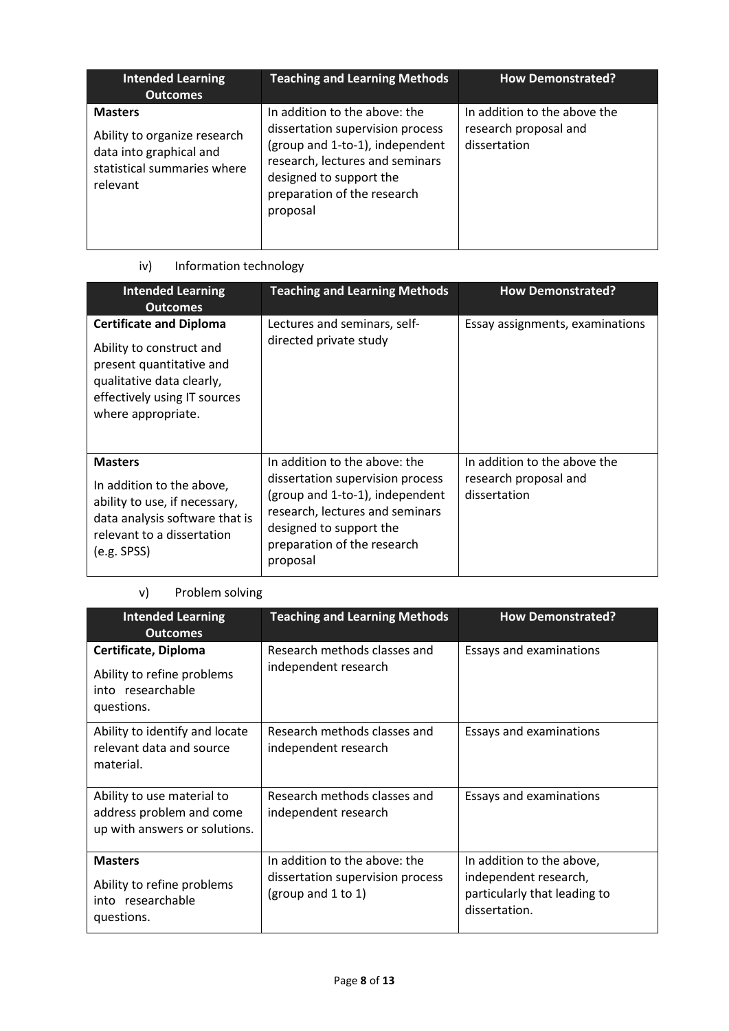| Intended Learning Outcomes | Teaching and Learning Methods | How Demonstrated? |
| --- | --- | --- |
| **Masters**<br><br>Ability to organize research data into graphical and statistical summaries where relevant | In addition to the above: the dissertation supervision process (group and 1-to-1), independent research, lectures and seminars designed to support the preparation of the research proposal | In addition to the above the research proposal and dissertation |

iv) Information technology

| Intended Learning Outcomes | Teaching and Learning Methods | How Demonstrated? |
| --- | --- | --- |
| **Certificate and Diploma**<br><br>Ability to construct and present quantitative and qualitative data clearly, effectively using IT sources where appropriate. | Lectures and seminars, self-directed private study | Essay assignments, examinations |
| **Masters**<br><br>In addition to the above, ability to use, if necessary, data analysis software that is relevant to a dissertation (e.g. SPSS) | In addition to the above: the dissertation supervision process (group and 1-to-1), independent research, lectures and seminars designed to support the preparation of the research proposal | In addition to the above the research proposal and dissertation |

v) Problem solving

| Intended Learning Outcomes | Teaching and Learning Methods | How Demonstrated? |
| --- | --- | --- |
| **Certificate, Diploma**<br><br>Ability to refine problems into researchable questions. | Research methods classes and independent research | Essays and examinations |
| Ability to identify and locate relevant data and source material. | Research methods classes and independent research | Essays and examinations |
| Ability to use material to address problem and come up with answers or solutions. | Research methods classes and independent research | Essays and examinations |
| **Masters**<br><br>Ability to refine problems into researchable questions. | In addition to the above: the dissertation supervision process (group and 1 to 1) | In addition to the above, independent research, particularly that leading to dissertation. |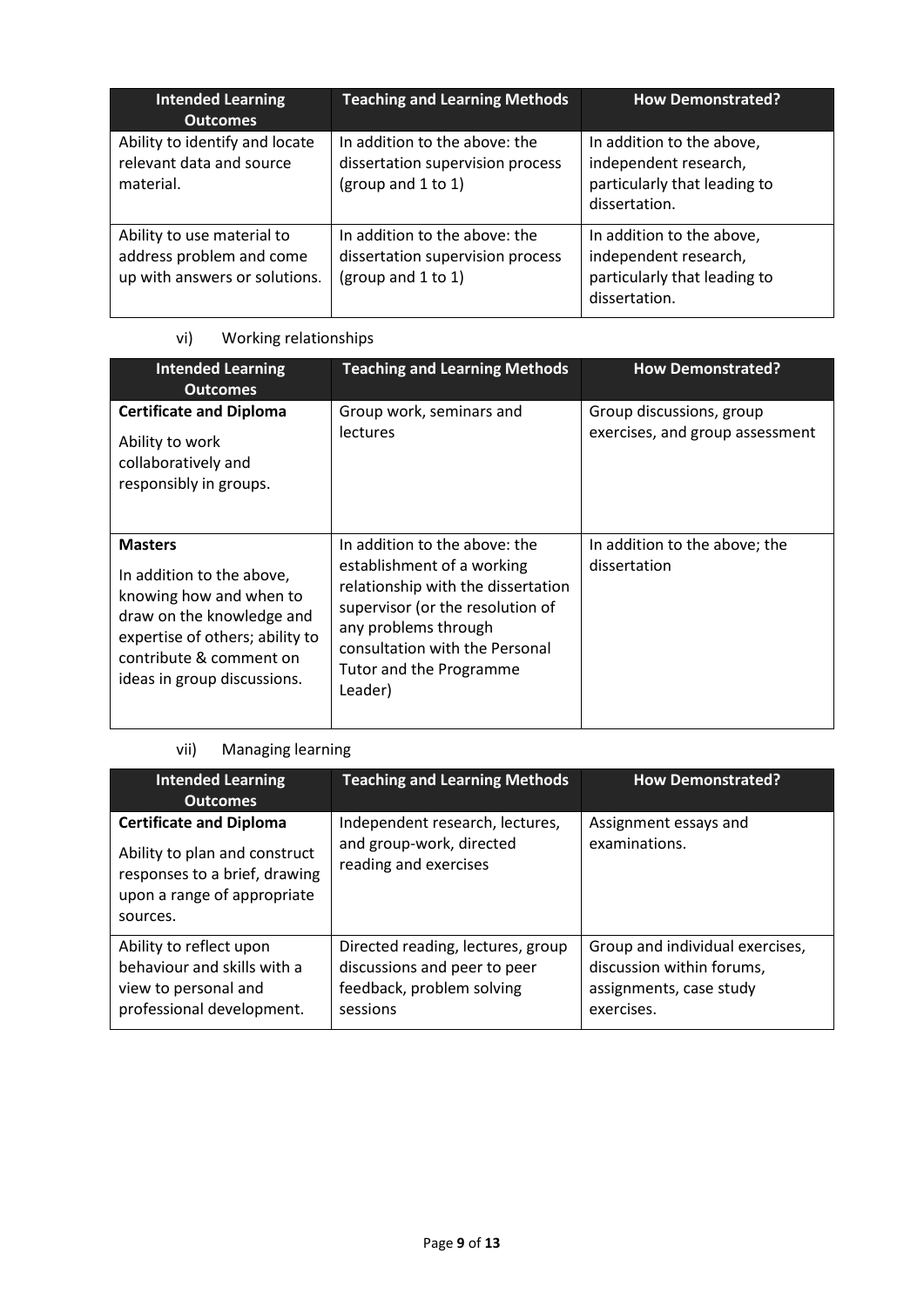| Intended Learning Outcomes | Teaching and Learning Methods | How Demonstrated? |
|---|---|---|
| Ability to identify and locate relevant data and source material. | In addition to the above: the dissertation supervision process (group and 1 to 1) | In addition to the above, independent research, particularly that leading to dissertation. |
| Ability to use material to address problem and come up with answers or solutions. | In addition to the above: the dissertation supervision process (group and 1 to 1) | In addition to the above, independent research, particularly that leading to dissertation. |

vi) Working relationships

| Intended Learning Outcomes | Teaching and Learning Methods | How Demonstrated? |
|---|---|---|
| **Certificate and Diploma** Ability to work collaboratively and responsibly in groups. | Group work, seminars and lectures | Group discussions, group exercises, and group assessment |
| **Masters** In addition to the above, knowing how and when to draw on the knowledge and expertise of others; ability to contribute & comment on ideas in group discussions. | In addition to the above: the establishment of a working relationship with the dissertation supervisor (or the resolution of any problems through consultation with the Personal Tutor and the Programme Leader) | In addition to the above; the dissertation |

vii) Managing learning

| Intended Learning Outcomes | Teaching and Learning Methods | How Demonstrated? |
|---|---|---|
| **Certificate and Diploma** Ability to plan and construct responses to a brief, drawing upon a range of appropriate sources. | Independent research, lectures, and group-work, directed reading and exercises | Assignment essays and examinations. |
| Ability to reflect upon behaviour and skills with a view to personal and professional development. | Directed reading, lectures, group discussions and peer to peer feedback, problem solving sessions | Group and individual exercises, discussion within forums, assignments, case study exercises. |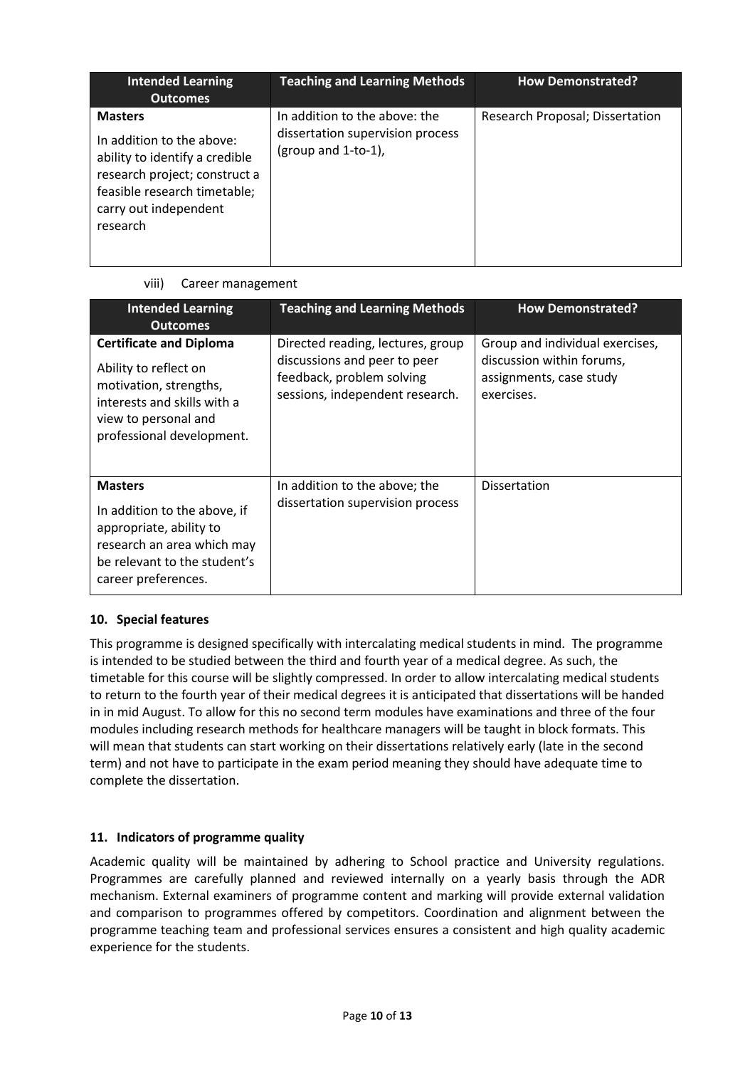| Intended Learning Outcomes | Teaching and Learning Methods | How Demonstrated? |
| --- | --- | --- |
| **Masters**<br><br>In addition to the above: ability to identify a credible research project; construct a feasible research timetable; carry out independent research | In addition to the above: the dissertation supervision process (group and 1-to-1), | Research Proposal; Dissertation |

viii) Career management

| Intended Learning Outcomes | Teaching and Learning Methods | How Demonstrated? |
| --- | --- | --- |
| **Certificate and Diploma**<br><br>Ability to reflect on motivation, strengths, interests and skills with a view to personal and professional development. | Directed reading, lectures, group discussions and peer to peer feedback, problem solving sessions, independent research. | Group and individual exercises, discussion within forums, assignments, case study exercises. |
| **Masters**<br><br>In addition to the above, if appropriate, ability to research an area which may be relevant to the student's career preferences. | In addition to the above; the dissertation supervision process | Dissertation |

## 10. Special features

This programme is designed specifically with intercalating medical students in mind. The programme is intended to be studied between the third and fourth year of a medical degree. As such, the timetable for this course will be slightly compressed. In order to allow intercalating medical students to return to the fourth year of their medical degrees it is anticipated that dissertations will be handed in in mid August. To allow for this no second term modules have examinations and three of the four modules including research methods for healthcare managers will be taught in block formats. This will mean that students can start working on their dissertations relatively early (late in the second term) and not have to participate in the exam period meaning they should have adequate time to complete the dissertation.

## 11. Indicators of programme quality

Academic quality will be maintained by adhering to School practice and University regulations. Programmes are carefully planned and reviewed internally on a yearly basis through the ADR mechanism. External examiners of programme content and marking will provide external validation and comparison to programmes offered by competitors. Coordination and alignment between the programme teaching team and professional services ensures a consistent and high quality academic experience for the students.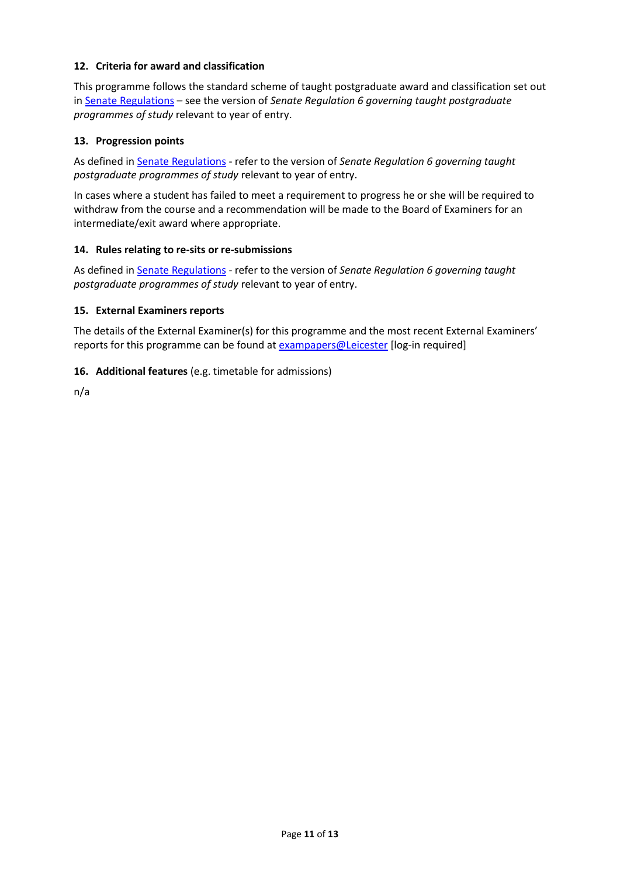### 12. Criteria for award and classification

This programme follows the standard scheme of taught postgraduate award and classification set out in Senate Regulations – see the version of *Senate Regulation 6 governing taught postgraduate programmes of study* relevant to year of entry.

### 13. Progression points

As defined in Senate Regulations - refer to the version of *Senate Regulation 6 governing taught postgraduate programmes of study* relevant to year of entry.

In cases where a student has failed to meet a requirement to progress he or she will be required to withdraw from the course and a recommendation will be made to the Board of Examiners for an intermediate/exit award where appropriate.

### 14. Rules relating to re-sits or re-submissions

As defined in Senate Regulations - refer to the version of *Senate Regulation 6 governing taught postgraduate programmes of study* relevant to year of entry.

### 15. External Examiners reports

The details of the External Examiner(s) for this programme and the most recent External Examiners' reports for this programme can be found at exampapers@Leicester [log-in required]

### 16. Additional features (e.g. timetable for admissions)

n/a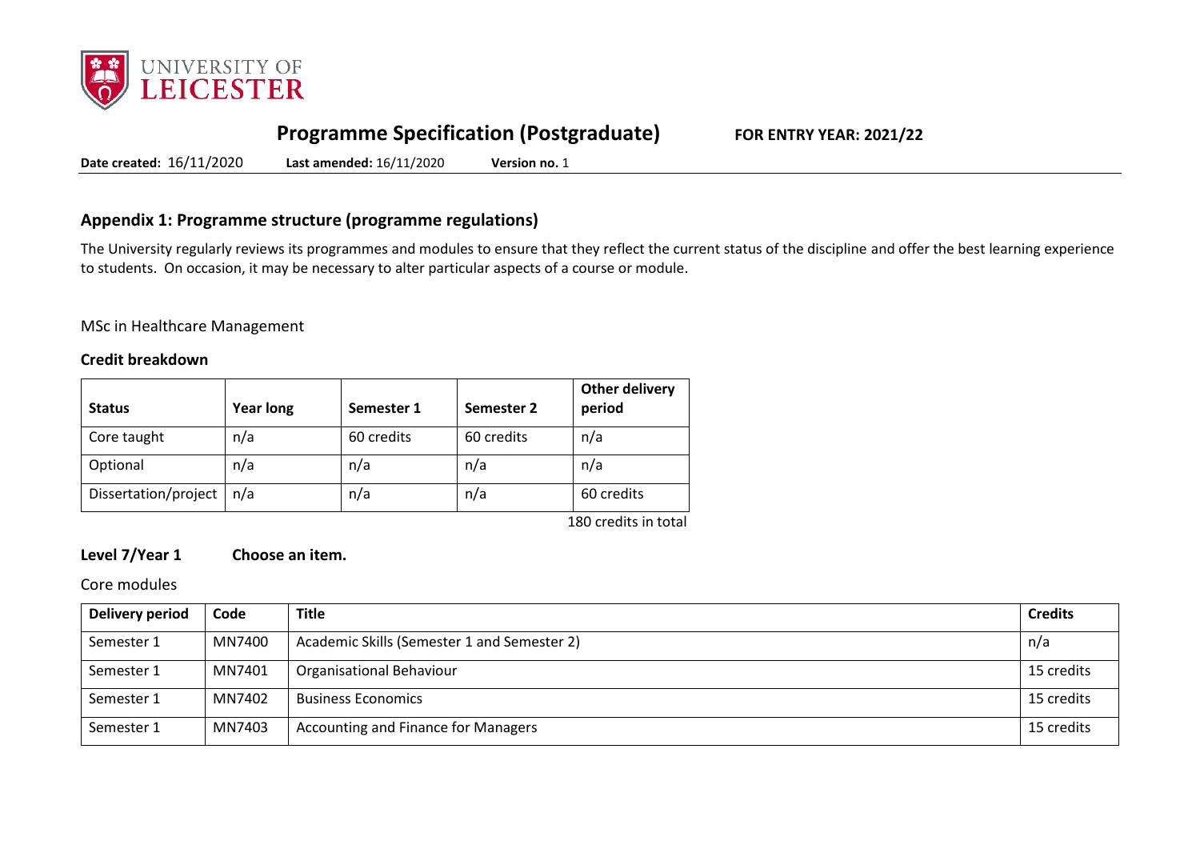![University of Leicester]

# Programme Specification (Postgraduate)

**FOR ENTRY YEAR: 2021/22**

**Date created:** 16/11/2020 **Last amended:** 16/11/2020 **Version no.** 1

## Appendix 1: Programme structure (programme regulations)

The University regularly reviews its programmes and modules to ensure that they reflect the current status of the discipline and offer the best learning experience to students. On occasion, it may be necessary to alter particular aspects of a course or module.

MSc in Healthcare Management

### Credit breakdown

| Status | Year long | Semester 1 | Semester 2 | Other delivery period |
|---|---|---|---|---|
| Core taught | n/a | 60 credits | 60 credits | n/a |
| Optional | n/a | n/a | n/a | n/a |
| Dissertation/project | n/a | n/a | n/a | 60 credits |

180 credits in total

### Level 7/Year 1 Choose an item.

Core modules

| Delivery period | Code | Title | Credits |
|---|---|---|---|
| Semester 1 | MN7400 | Academic Skills (Semester 1 and Semester 2) | n/a |
| Semester 1 | MN7401 | Organisational Behaviour | 15 credits |
| Semester 1 | MN7402 | Business Economics | 15 credits |
| Semester 1 | MN7403 | Accounting and Finance for Managers | 15 credits |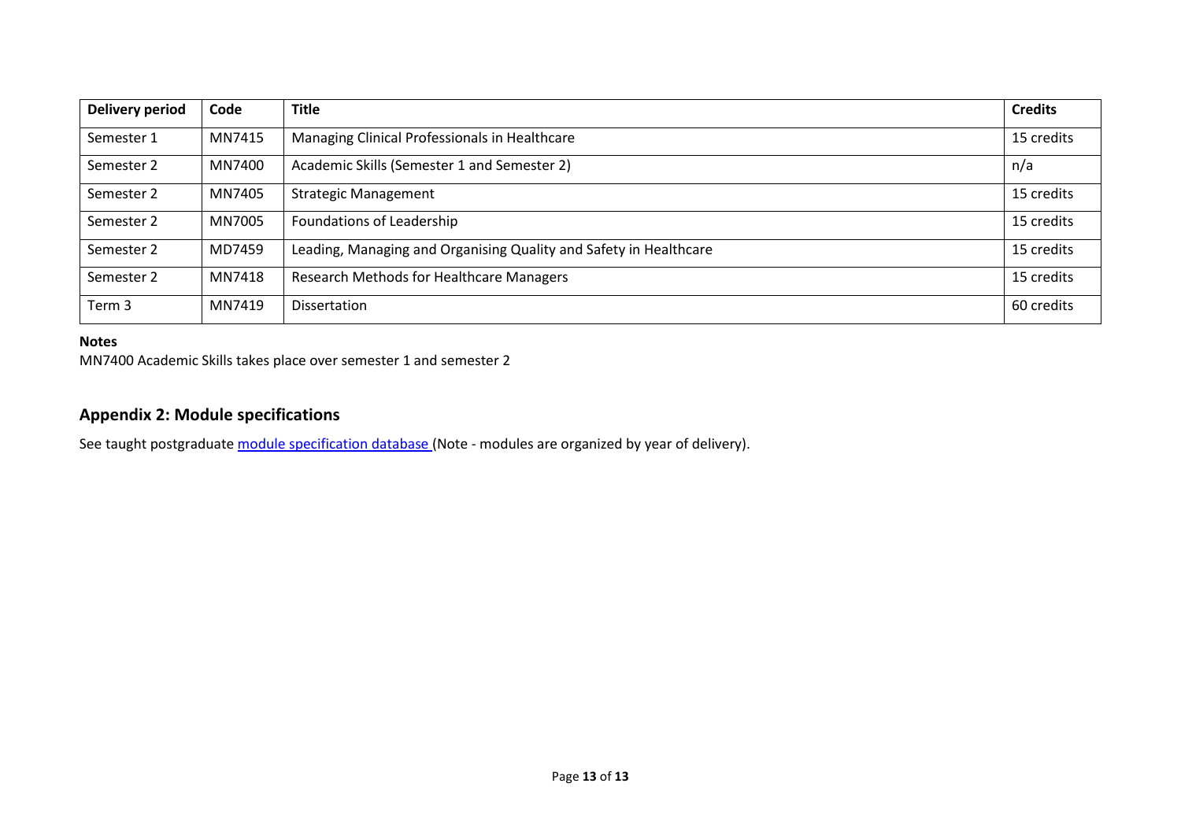| Delivery period | Code | Title | Credits |
|---|---|---|---|
| Semester 1 | MN7415 | Managing Clinical Professionals in Healthcare | 15 credits |
| Semester 2 | MN7400 | Academic Skills (Semester 1 and Semester 2) | n/a |
| Semester 2 | MN7405 | Strategic Management | 15 credits |
| Semester 2 | MN7005 | Foundations of Leadership | 15 credits |
| Semester 2 | MD7459 | Leading, Managing and Organising Quality and Safety in Healthcare | 15 credits |
| Semester 2 | MN7418 | Research Methods for Healthcare Managers | 15 credits |
| Term 3 | MN7419 | Dissertation | 60 credits |

**Notes**

MN7400 Academic Skills takes place over semester 1 and semester 2

## Appendix 2: Module specifications

See taught postgraduate module specification database (Note - modules are organized by year of delivery).